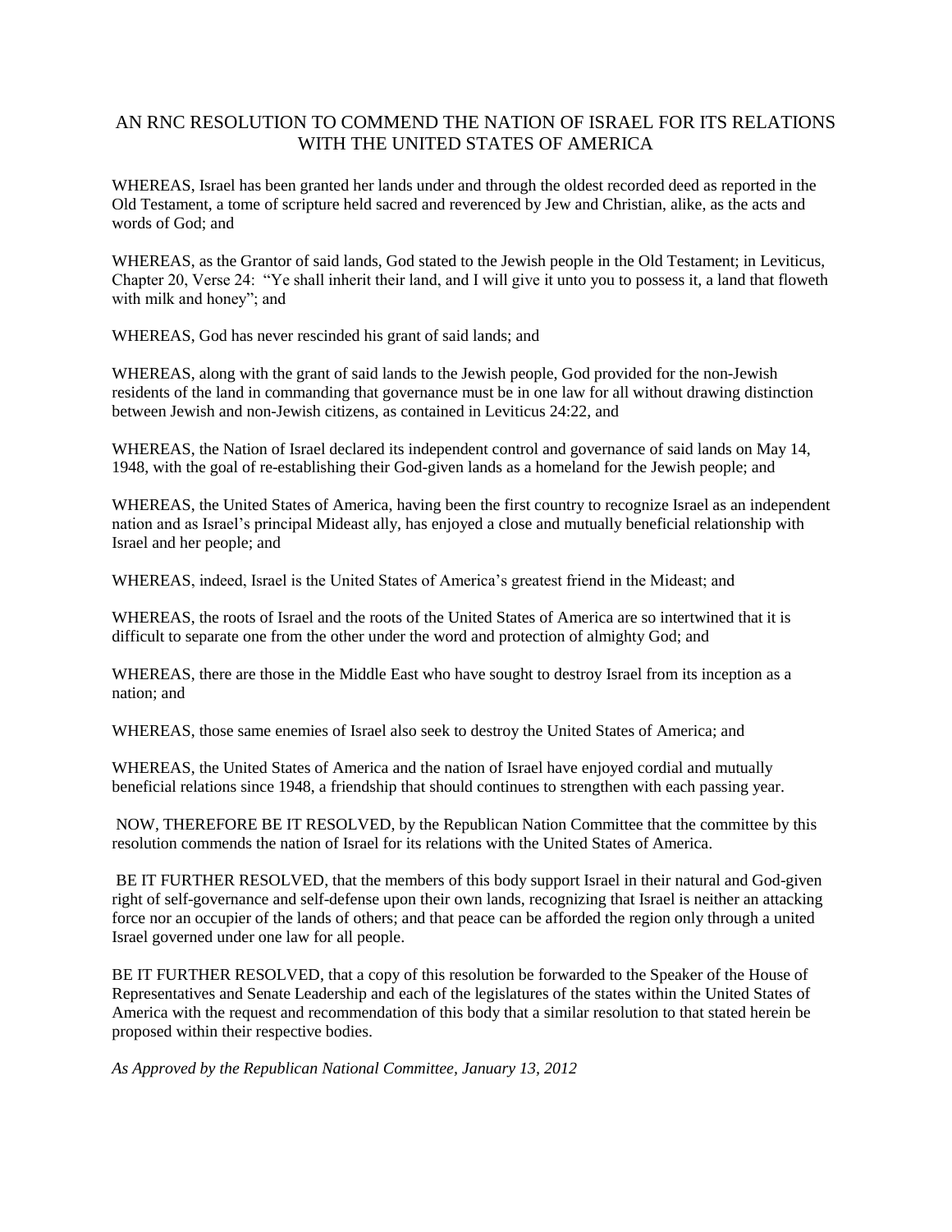# AN RNC RESOLUTION TO COMMEND THE NATION OF ISRAEL FOR ITS RELATIONS WITH THE UNITED STATES OF AMERICA

WHEREAS, Israel has been granted her lands under and through the oldest recorded deed as reported in the Old Testament, a tome of scripture held sacred and reverenced by Jew and Christian, alike, as the acts and words of God; and

WHEREAS, as the Grantor of said lands, God stated to the Jewish people in the Old Testament; in Leviticus, Chapter 20, Verse 24: "Ye shall inherit their land, and I will give it unto you to possess it, a land that floweth with milk and honey"; and

WHEREAS, God has never rescinded his grant of said lands; and

WHEREAS, along with the grant of said lands to the Jewish people, God provided for the non-Jewish residents of the land in commanding that governance must be in one law for all without drawing distinction between Jewish and non-Jewish citizens, as contained in Leviticus 24:22, and

WHEREAS, the Nation of Israel declared its independent control and governance of said lands on May 14, 1948, with the goal of re-establishing their God-given lands as a homeland for the Jewish people; and

WHEREAS, the United States of America, having been the first country to recognize Israel as an independent nation and as Israel's principal Mideast ally, has enjoyed a close and mutually beneficial relationship with Israel and her people; and

WHEREAS, indeed, Israel is the United States of America's greatest friend in the Mideast; and

WHEREAS, the roots of Israel and the roots of the United States of America are so intertwined that it is difficult to separate one from the other under the word and protection of almighty God; and

WHEREAS, there are those in the Middle East who have sought to destroy Israel from its inception as a nation; and

WHEREAS, those same enemies of Israel also seek to destroy the United States of America; and

WHEREAS, the United States of America and the nation of Israel have enjoyed cordial and mutually beneficial relations since 1948, a friendship that should continues to strengthen with each passing year.

NOW, THEREFORE BE IT RESOLVED, by the Republican Nation Committee that the committee by this resolution commends the nation of Israel for its relations with the United States of America.

BE IT FURTHER RESOLVED, that the members of this body support Israel in their natural and God-given right of self-governance and self-defense upon their own lands, recognizing that Israel is neither an attacking force nor an occupier of the lands of others; and that peace can be afforded the region only through a united Israel governed under one law for all people.

BE IT FURTHER RESOLVED, that a copy of this resolution be forwarded to the Speaker of the House of Representatives and Senate Leadership and each of the legislatures of the states within the United States of America with the request and recommendation of this body that a similar resolution to that stated herein be proposed within their respective bodies.

*As Approved by the Republican National Committee, January 13, 2012*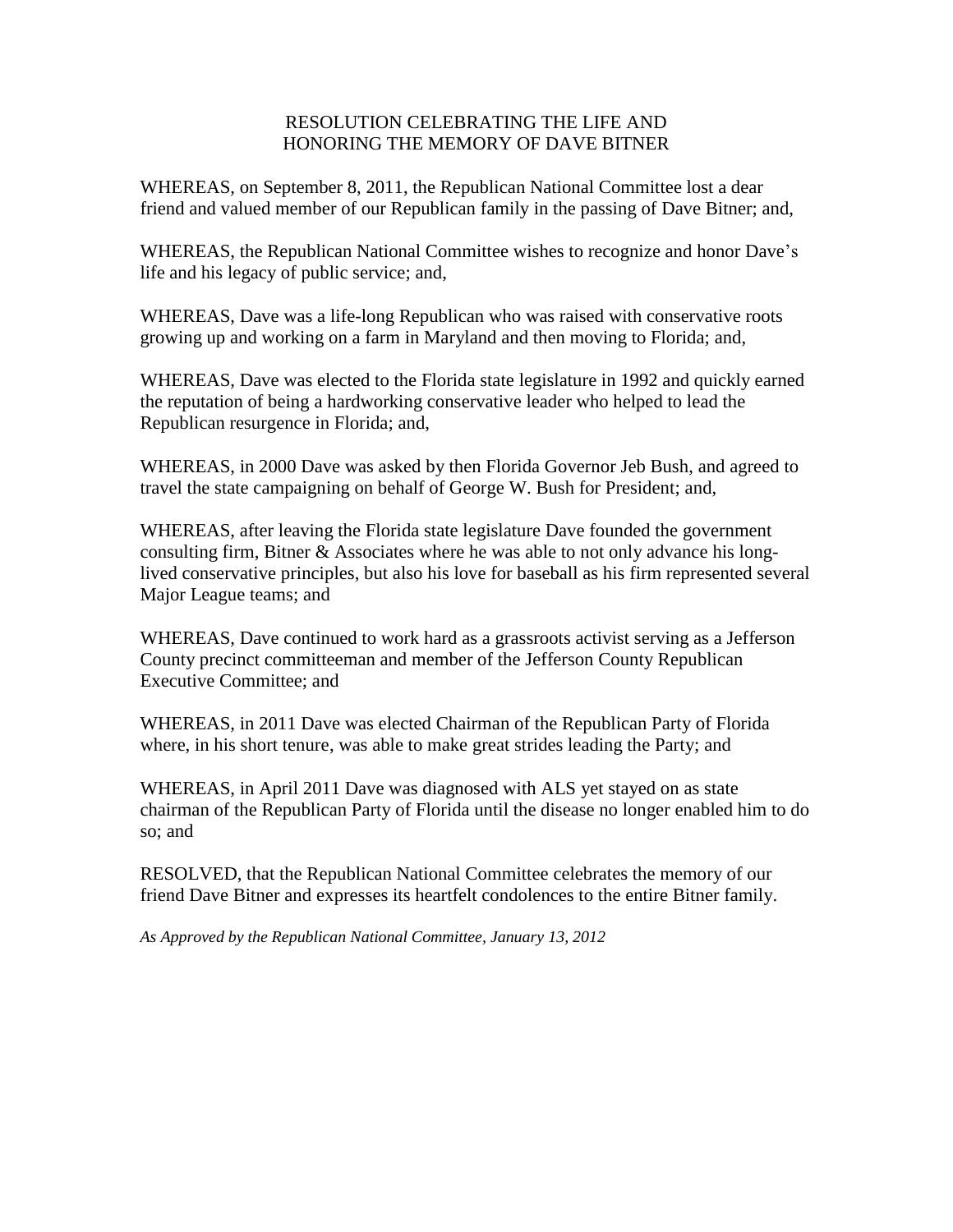# RESOLUTION CELEBRATING THE LIFE AND HONORING THE MEMORY OF DAVE BITNER

WHEREAS, on September 8, 2011, the Republican National Committee lost a dear friend and valued member of our Republican family in the passing of Dave Bitner; and,

WHEREAS, the Republican National Committee wishes to recognize and honor Dave's life and his legacy of public service; and,

WHEREAS, Dave was a life-long Republican who was raised with conservative roots growing up and working on a farm in Maryland and then moving to Florida; and,

WHEREAS, Dave was elected to the Florida state legislature in 1992 and quickly earned the reputation of being a hardworking conservative leader who helped to lead the Republican resurgence in Florida; and,

WHEREAS, in 2000 Dave was asked by then Florida Governor Jeb Bush, and agreed to travel the state campaigning on behalf of George W. Bush for President; and,

WHEREAS, after leaving the Florida state legislature Dave founded the government consulting firm, Bitner & Associates where he was able to not only advance his long-lived conservative principles, but also his love for baseball as his firm represented several Major League teams; and

WHEREAS, Dave continued to work hard as a grassroots activist serving as a Jefferson County precinct committeeman and member of the Jefferson County Republican Executive Committee; and

WHEREAS, in 2011 Dave was elected Chairman of the Republican Party of Florida where, in his short tenure, was able to make great strides leading the Party; and

WHEREAS, in April 2011 Dave was diagnosed with ALS yet stayed on as state chairman of the Republican Party of Florida until the disease no longer enabled him to do so; and

RESOLVED, that the Republican National Committee celebrates the memory of our friend Dave Bitner and expresses its heartfelt condolences to the entire Bitner family.

*As Approved by the Republican National Committee, January 13, 2012*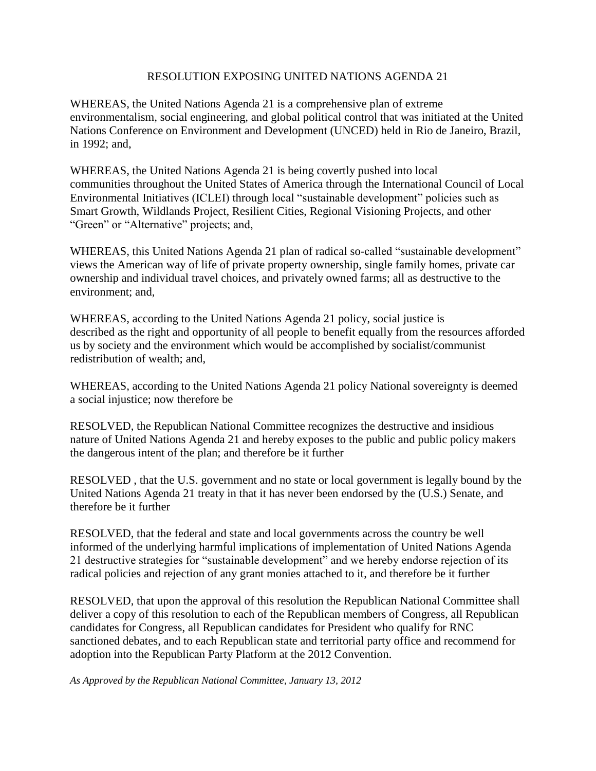# RESOLUTION EXPOSING UNITED NATIONS AGENDA 21

WHEREAS, the United Nations Agenda 21 is a comprehensive plan of extreme environmentalism, social engineering, and global political control that was initiated at the United Nations Conference on Environment and Development (UNCED) held in Rio de Janeiro, Brazil, in 1992; and,

WHEREAS, the United Nations Agenda 21 is being covertly pushed into local communities throughout the United States of America through the International Council of Local Environmental Initiatives (ICLEI) through local "sustainable development" policies such as Smart Growth, Wildlands Project, Resilient Cities, Regional Visioning Projects, and other "Green" or "Alternative" projects; and,

WHEREAS, this United Nations Agenda 21 plan of radical so-called "sustainable development" views the American way of life of private property ownership, single family homes, private car ownership and individual travel choices, and privately owned farms; all as destructive to the environment; and,

WHEREAS, according to the United Nations Agenda 21 policy, social justice is described as the right and opportunity of all people to benefit equally from the resources afforded us by society and the environment which would be accomplished by socialist/communist redistribution of wealth; and,

WHEREAS, according to the United Nations Agenda 21 policy National sovereignty is deemed a social injustice; now therefore be

RESOLVED, the Republican National Committee recognizes the destructive and insidious nature of United Nations Agenda 21 and hereby exposes to the public and public policy makers the dangerous intent of the plan; and therefore be it further

RESOLVED , that the U.S. government and no state or local government is legally bound by the United Nations Agenda 21 treaty in that it has never been endorsed by the (U.S.) Senate, and therefore be it further

RESOLVED, that the federal and state and local governments across the country be well informed of the underlying harmful implications of implementation of United Nations Agenda 21 destructive strategies for "sustainable development" and we hereby endorse rejection of its radical policies and rejection of any grant monies attached to it, and therefore be it further

RESOLVED, that upon the approval of this resolution the Republican National Committee shall deliver a copy of this resolution to each of the Republican members of Congress, all Republican candidates for Congress, all Republican candidates for President who qualify for RNC sanctioned debates, and to each Republican state and territorial party office and recommend for adoption into the Republican Party Platform at the 2012 Convention.

*As Approved by the Republican National Committee, January 13, 2012*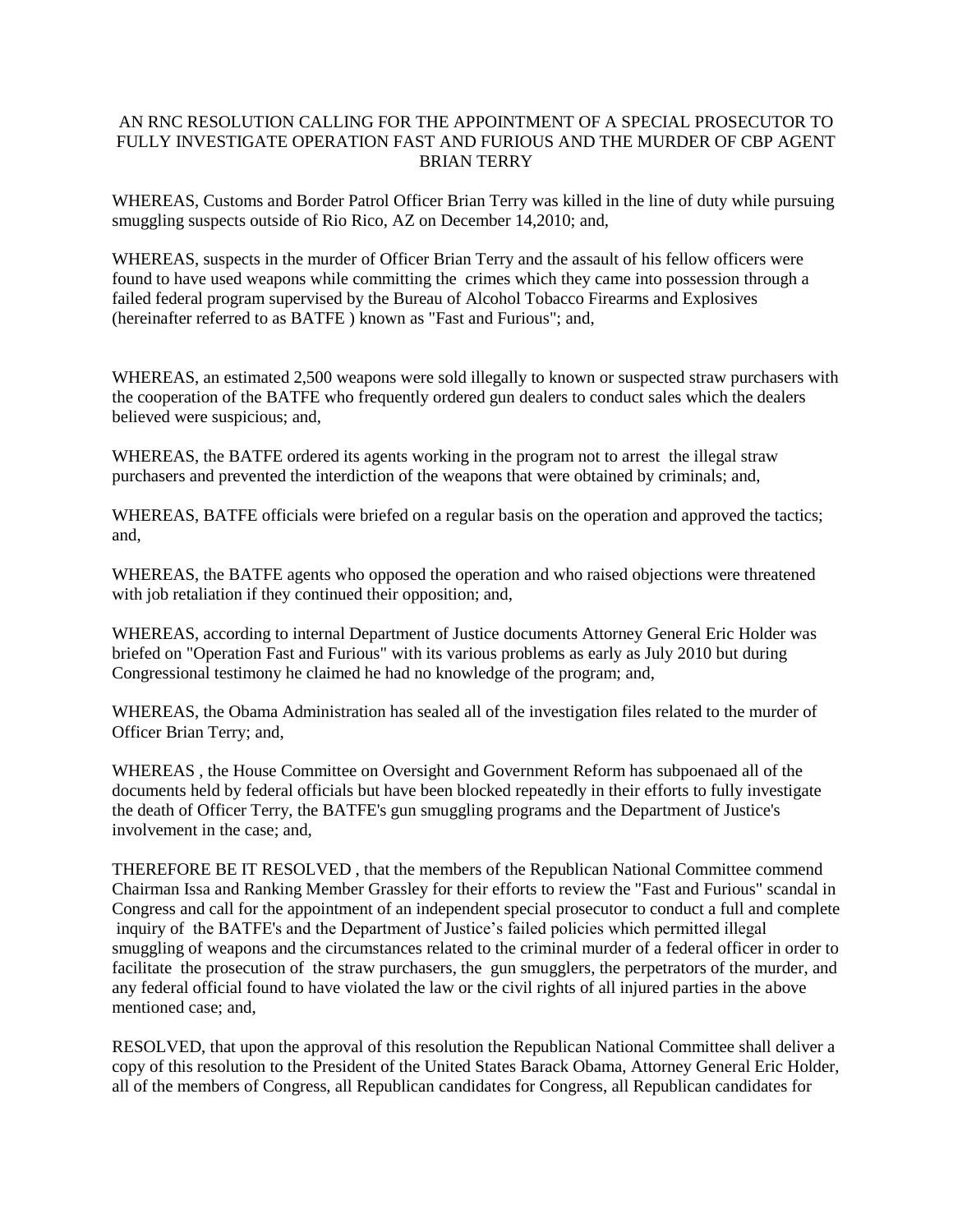# AN RNC RESOLUTION CALLING FOR THE APPOINTMENT OF A SPECIAL PROSECUTOR TO FULLY INVESTIGATE OPERATION FAST AND FURIOUS AND THE MURDER OF CBP AGENT BRIAN TERRY

WHEREAS, Customs and Border Patrol Officer Brian Terry was killed in the line of duty while pursuing smuggling suspects outside of Rio Rico, AZ on December 14,2010; and,

WHEREAS, suspects in the murder of Officer Brian Terry and the assault of his fellow officers were found to have used weapons while committing the crimes which they came into possession through a failed federal program supervised by the Bureau of Alcohol Tobacco Firearms and Explosives (hereinafter referred to as BATFE ) known as "Fast and Furious"; and,

WHEREAS, an estimated 2,500 weapons were sold illegally to known or suspected straw purchasers with the cooperation of the BATFE who frequently ordered gun dealers to conduct sales which the dealers believed were suspicious; and,

WHEREAS, the BATFE ordered its agents working in the program not to arrest the illegal straw purchasers and prevented the interdiction of the weapons that were obtained by criminals; and,

WHEREAS, BATFE officials were briefed on a regular basis on the operation and approved the tactics; and,

WHEREAS, the BATFE agents who opposed the operation and who raised objections were threatened with job retaliation if they continued their opposition; and,

WHEREAS, according to internal Department of Justice documents Attorney General Eric Holder was briefed on "Operation Fast and Furious" with its various problems as early as July 2010 but during Congressional testimony he claimed he had no knowledge of the program; and,

WHEREAS, the Obama Administration has sealed all of the investigation files related to the murder of Officer Brian Terry; and,

WHEREAS , the House Committee on Oversight and Government Reform has subpoenaed all of the documents held by federal officials but have been blocked repeatedly in their efforts to fully investigate the death of Officer Terry, the BATFE's gun smuggling programs and the Department of Justice's involvement in the case; and,

THEREFORE BE IT RESOLVED , that the members of the Republican National Committee commend Chairman Issa and Ranking Member Grassley for their efforts to review the "Fast and Furious" scandal in Congress and call for the appointment of an independent special prosecutor to conduct a full and complete inquiry of the BATFE's and the Department of Justice's failed policies which permitted illegal smuggling of weapons and the circumstances related to the criminal murder of a federal officer in order to facilitate the prosecution of the straw purchasers, the gun smugglers, the perpetrators of the murder, and any federal official found to have violated the law or the civil rights of all injured parties in the above mentioned case; and,

RESOLVED, that upon the approval of this resolution the Republican National Committee shall deliver a copy of this resolution to the President of the United States Barack Obama, Attorney General Eric Holder, all of the members of Congress, all Republican candidates for Congress, all Republican candidates for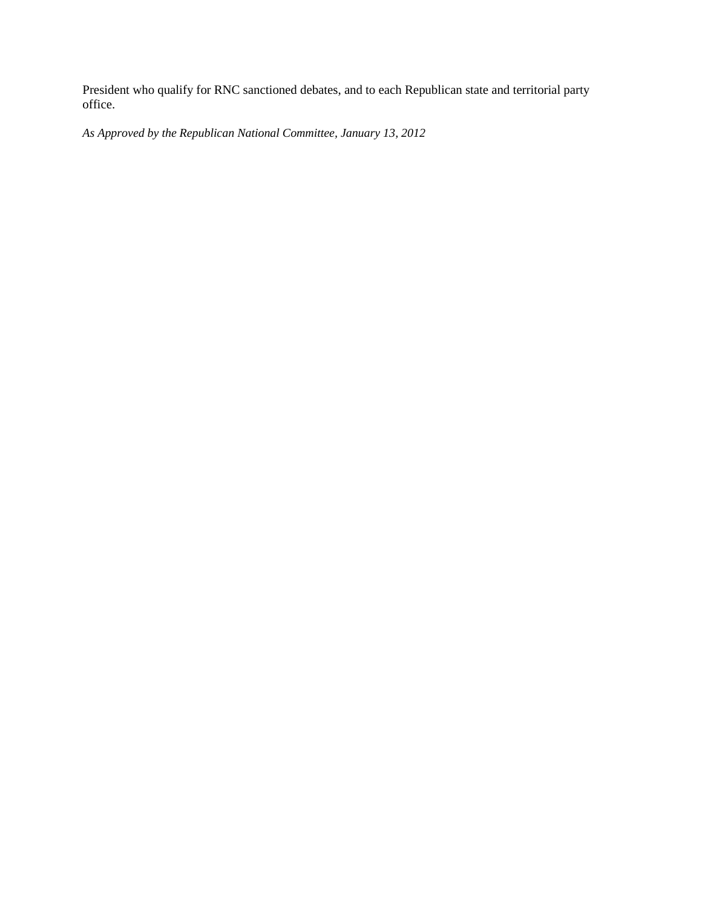President who qualify for RNC sanctioned debates, and to each Republican state and territorial party office.

*As Approved by the Republican National Committee, January 13, 2012*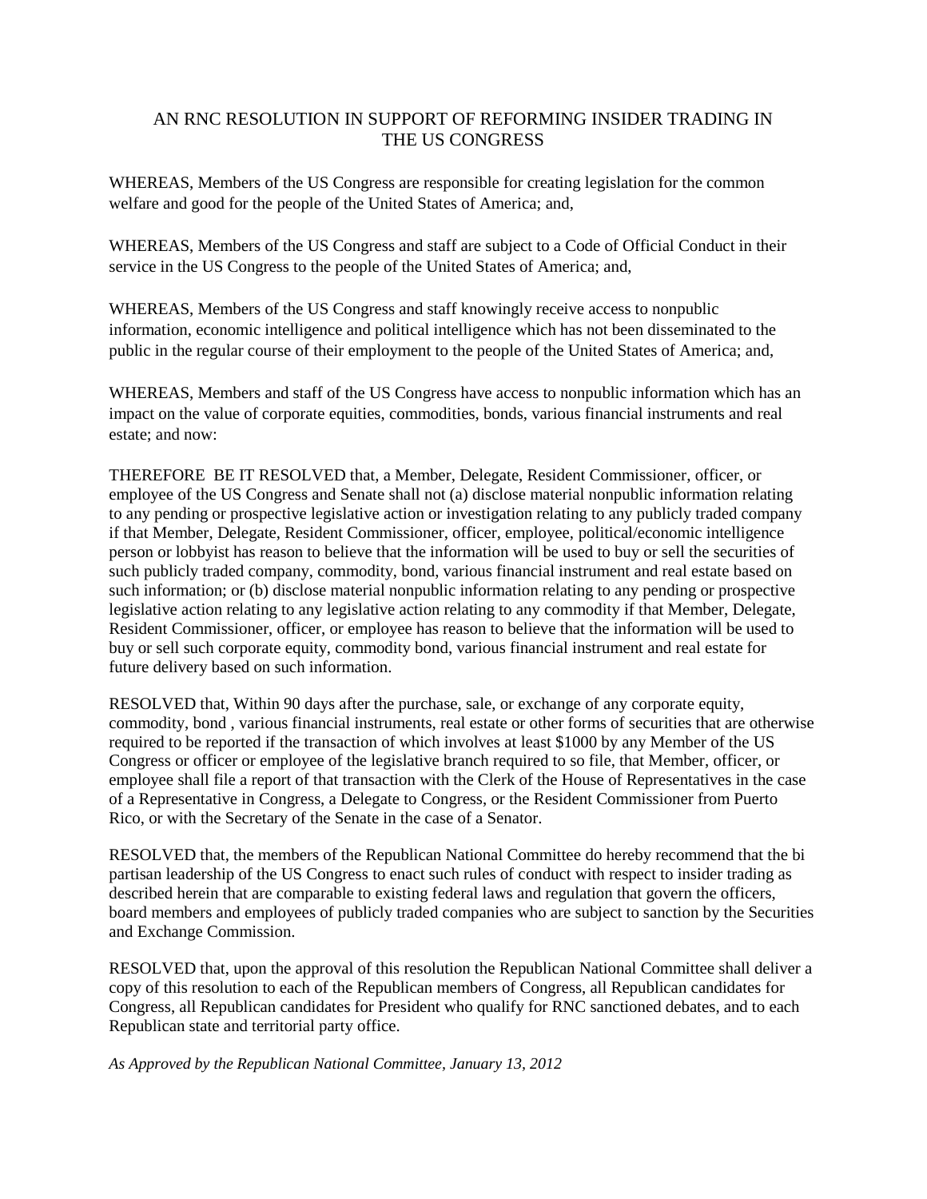# AN RNC RESOLUTION IN SUPPORT OF REFORMING INSIDER TRADING IN THE US CONGRESS

WHEREAS, Members of the US Congress are responsible for creating legislation for the common welfare and good for the people of the United States of America; and,

WHEREAS, Members of the US Congress and staff are subject to a Code of Official Conduct in their service in the US Congress to the people of the United States of America; and,

WHEREAS, Members of the US Congress and staff knowingly receive access to nonpublic information, economic intelligence and political intelligence which has not been disseminated to the public in the regular course of their employment to the people of the United States of America; and,

WHEREAS, Members and staff of the US Congress have access to nonpublic information which has an impact on the value of corporate equities, commodities, bonds, various financial instruments and real estate; and now:

THEREFORE BE IT RESOLVED that, a Member, Delegate, Resident Commissioner, officer, or employee of the US Congress and Senate shall not (a) disclose material nonpublic information relating to any pending or prospective legislative action or investigation relating to any publicly traded company if that Member, Delegate, Resident Commissioner, officer, employee, political/economic intelligence person or lobbyist has reason to believe that the information will be used to buy or sell the securities of such publicly traded company, commodity, bond, various financial instrument and real estate based on such information; or (b) disclose material nonpublic information relating to any pending or prospective legislative action relating to any legislative action relating to any commodity if that Member, Delegate, Resident Commissioner, officer, or employee has reason to believe that the information will be used to buy or sell such corporate equity, commodity bond, various financial instrument and real estate for future delivery based on such information.

RESOLVED that, Within 90 days after the purchase, sale, or exchange of any corporate equity, commodity, bond , various financial instruments, real estate or other forms of securities that are otherwise required to be reported if the transaction of which involves at least $1000 by any Member of the US Congress or officer or employee of the legislative branch required to so file, that Member, officer, or employee shall file a report of that transaction with the Clerk of the House of Representatives in the case of a Representative in Congress, a Delegate to Congress, or the Resident Commissioner from Puerto Rico, or with the Secretary of the Senate in the case of a Senator.

RESOLVED that, the members of the Republican National Committee do hereby recommend that the bi partisan leadership of the US Congress to enact such rules of conduct with respect to insider trading as described herein that are comparable to existing federal laws and regulation that govern the officers, board members and employees of publicly traded companies who are subject to sanction by the Securities and Exchange Commission.

RESOLVED that, upon the approval of this resolution the Republican National Committee shall deliver a copy of this resolution to each of the Republican members of Congress, all Republican candidates for Congress, all Republican candidates for President who qualify for RNC sanctioned debates, and to each Republican state and territorial party office.

*As Approved by the Republican National Committee, January 13, 2012*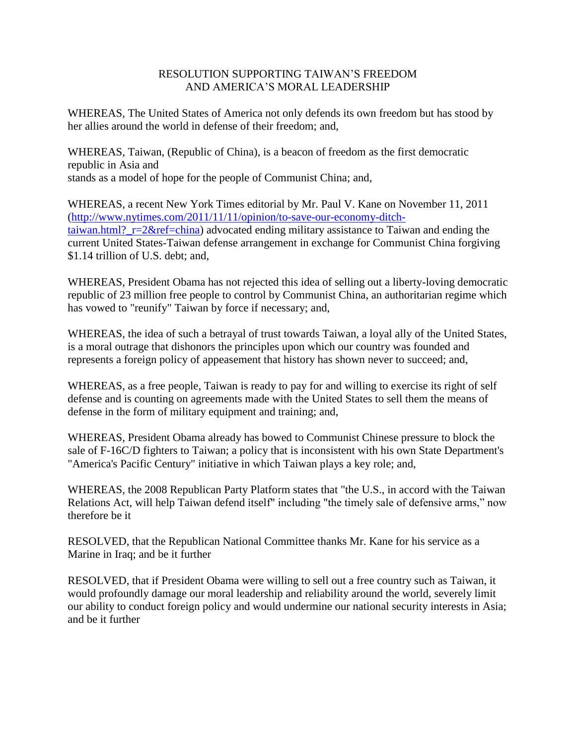# RESOLUTION SUPPORTING TAIWAN'S FREEDOM AND AMERICA'S MORAL LEADERSHIP

WHEREAS, The United States of America not only defends its own freedom but has stood by her allies around the world in defense of their freedom; and,

WHEREAS, Taiwan, (Republic of China), is a beacon of freedom as the first democratic republic in Asia and stands as a model of hope for the people of Communist China; and,

WHEREAS, a recent New York Times editorial by Mr. Paul V. Kane on November 11, 2011 ([http://www.nytimes.com/2011/11/11/opinion/to-save-our-economy-ditch-taiwan.html?_r=2&ref=china](http://www.nytimes.com/2011/11/11/opinion/to-save-our-economy-ditch-taiwan.html?_r=2&ref=china)) advocated ending military assistance to Taiwan and ending the current United States-Taiwan defense arrangement in exchange for Communist China forgiving $1.14 trillion of U.S. debt; and,

WHEREAS, President Obama has not rejected this idea of selling out a liberty-loving democratic republic of 23 million free people to control by Communist China, an authoritarian regime which has vowed to "reunify" Taiwan by force if necessary; and,

WHEREAS, the idea of such a betrayal of trust towards Taiwan, a loyal ally of the United States, is a moral outrage that dishonors the principles upon which our country was founded and represents a foreign policy of appeasement that history has shown never to succeed; and,

WHEREAS, as a free people, Taiwan is ready to pay for and willing to exercise its right of self defense and is counting on agreements made with the United States to sell them the means of defense in the form of military equipment and training; and,

WHEREAS, President Obama already has bowed to Communist Chinese pressure to block the sale of F-16C/D fighters to Taiwan; a policy that is inconsistent with his own State Department's "America's Pacific Century" initiative in which Taiwan plays a key role; and,

WHEREAS, the 2008 Republican Party Platform states that "the U.S., in accord with the Taiwan Relations Act, will help Taiwan defend itself" including "the timely sale of defensive arms," now therefore be it

RESOLVED, that the Republican National Committee thanks Mr. Kane for his service as a Marine in Iraq; and be it further

RESOLVED, that if President Obama were willing to sell out a free country such as Taiwan, it would profoundly damage our moral leadership and reliability around the world, severely limit our ability to conduct foreign policy and would undermine our national security interests in Asia; and be it further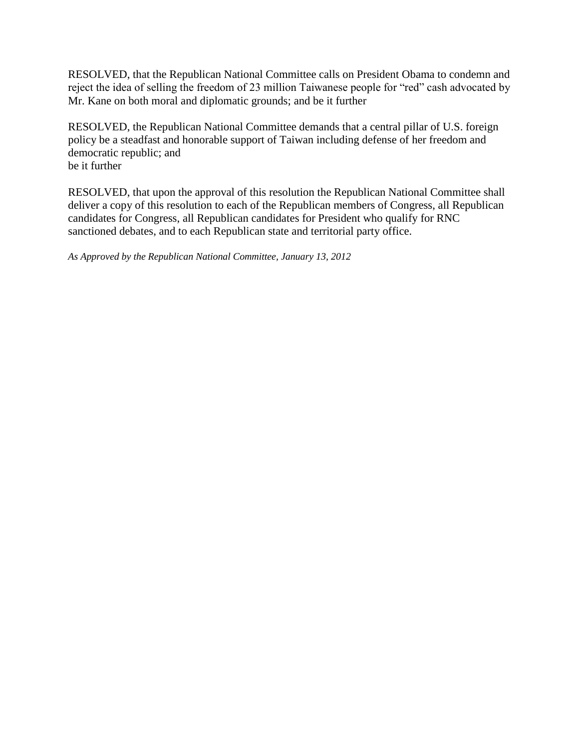RESOLVED, that the Republican National Committee calls on President Obama to condemn and reject the idea of selling the freedom of 23 million Taiwanese people for "red" cash advocated by Mr. Kane on both moral and diplomatic grounds; and be it further

RESOLVED, the Republican National Committee demands that a central pillar of U.S. foreign policy be a steadfast and honorable support of Taiwan including defense of her freedom and democratic republic; and
be it further

RESOLVED, that upon the approval of this resolution the Republican National Committee shall deliver a copy of this resolution to each of the Republican members of Congress, all Republican candidates for Congress, all Republican candidates for President who qualify for RNC sanctioned debates, and to each Republican state and territorial party office.

*As Approved by the Republican National Committee, January 13, 2012*